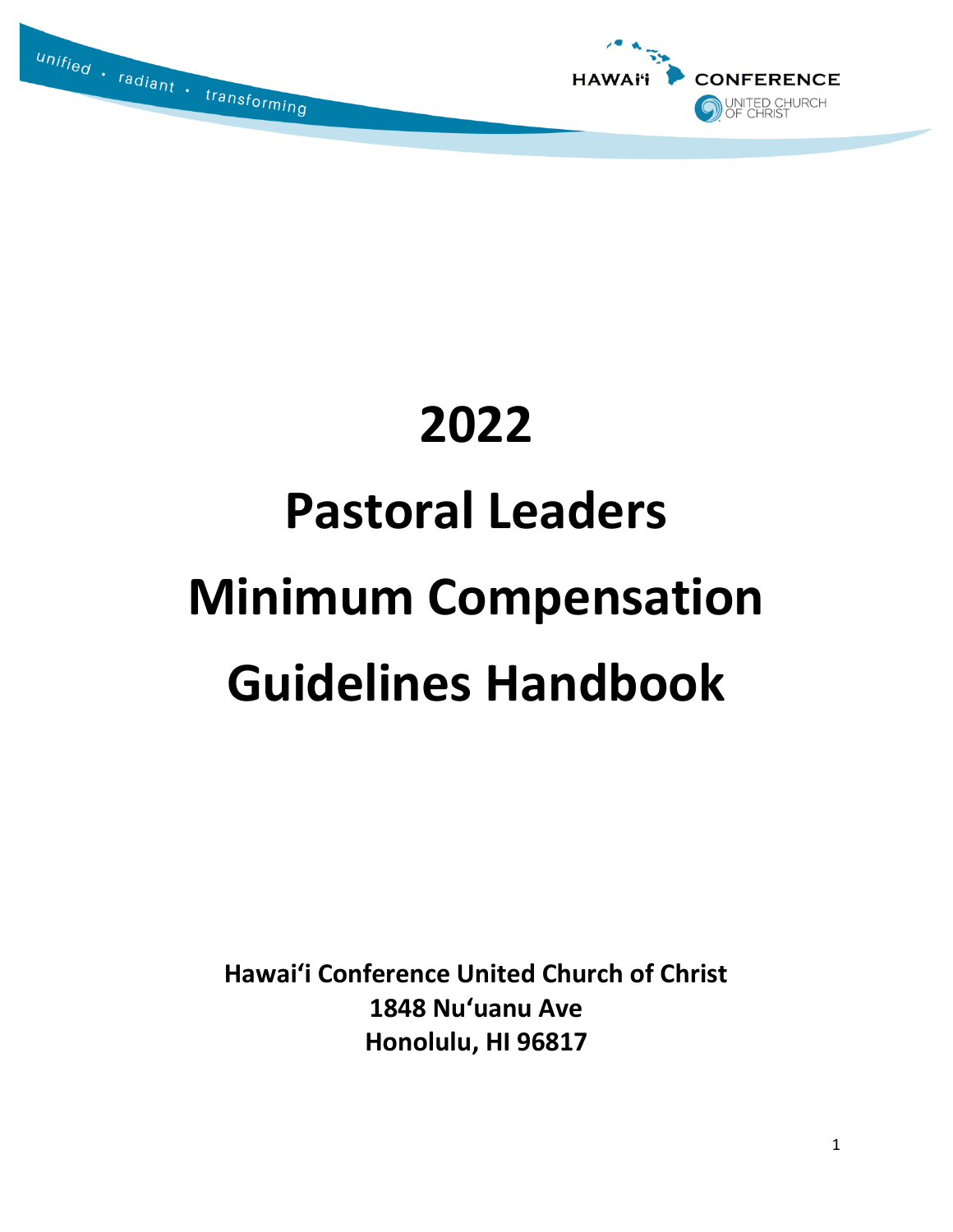unified • radiant • transforming

HAWAIʻI CONFERENCE UNITED CHURCH OF CHRIST

# 2022

# Pastoral Leaders

# Minimum Compensation

# Guidelines Handbook

**Hawaiʻi Conference United Church of Christ**
**1848 Nuʻuanu Ave**
**Honolulu, HI 96817**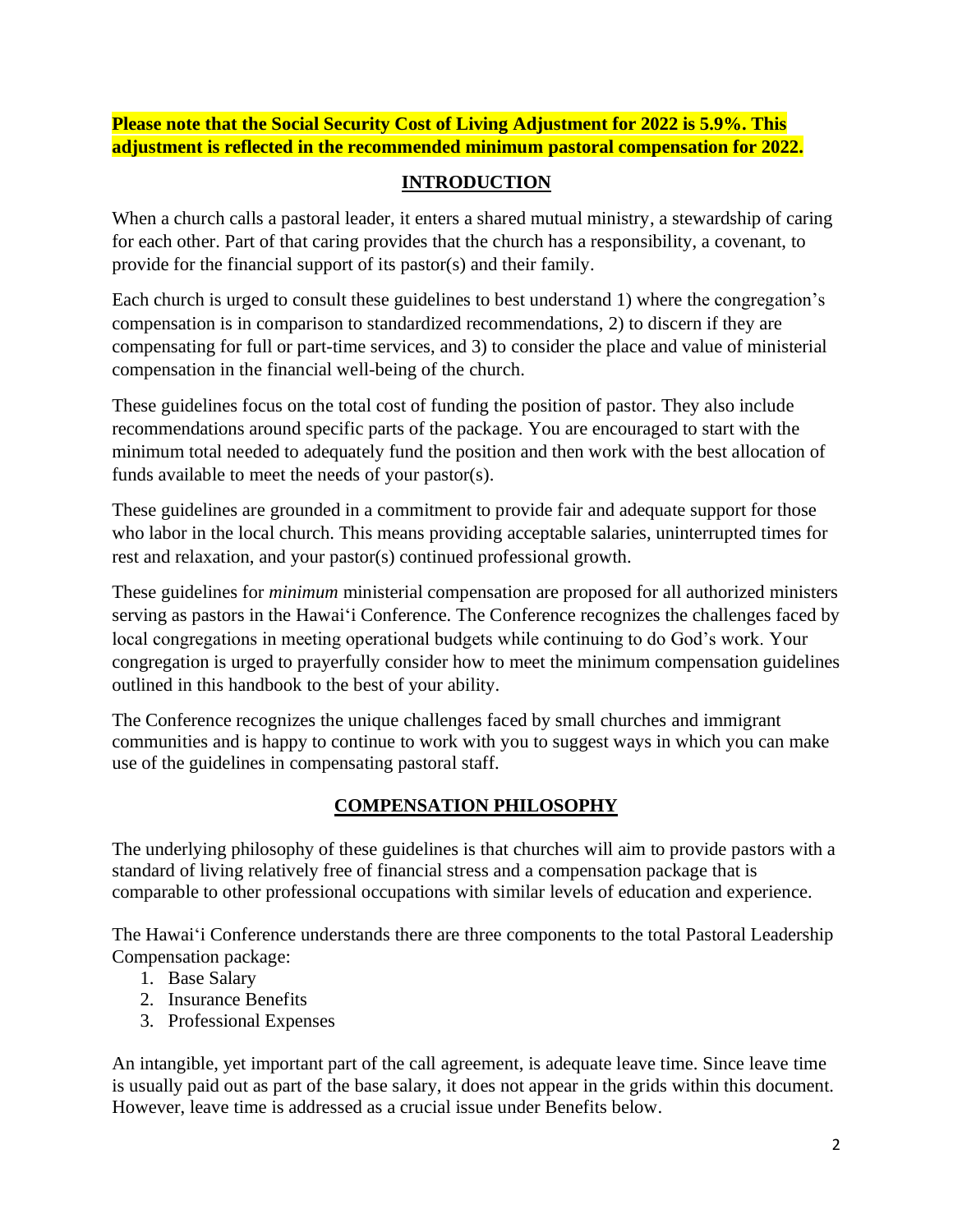**Please note that the Social Security Cost of Living Adjustment for 2022 is 5.9%. This adjustment is reflected in the recommended minimum pastoral compensation for 2022.**

## INTRODUCTION

When a church calls a pastoral leader, it enters a shared mutual ministry, a stewardship of caring for each other. Part of that caring provides that the church has a responsibility, a covenant, to provide for the financial support of its pastor(s) and their family.

Each church is urged to consult these guidelines to best understand 1) where the congregation's compensation is in comparison to standardized recommendations, 2) to discern if they are compensating for full or part-time services, and 3) to consider the place and value of ministerial compensation in the financial well-being of the church.

These guidelines focus on the total cost of funding the position of pastor. They also include recommendations around specific parts of the package. You are encouraged to start with the minimum total needed to adequately fund the position and then work with the best allocation of funds available to meet the needs of your pastor(s).

These guidelines are grounded in a commitment to provide fair and adequate support for those who labor in the local church. This means providing acceptable salaries, uninterrupted times for rest and relaxation, and your pastor(s) continued professional growth.

These guidelines for *minimum* ministerial compensation are proposed for all authorized ministers serving as pastors in the Hawaiʻi Conference. The Conference recognizes the challenges faced by local congregations in meeting operational budgets while continuing to do God's work. Your congregation is urged to prayerfully consider how to meet the minimum compensation guidelines outlined in this handbook to the best of your ability.

The Conference recognizes the unique challenges faced by small churches and immigrant communities and is happy to continue to work with you to suggest ways in which you can make use of the guidelines in compensating pastoral staff.

## COMPENSATION PHILOSOPHY

The underlying philosophy of these guidelines is that churches will aim to provide pastors with a standard of living relatively free of financial stress and a compensation package that is comparable to other professional occupations with similar levels of education and experience.

The Hawaiʻi Conference understands there are three components to the total Pastoral Leadership Compensation package:

1. Base Salary
2. Insurance Benefits
3. Professional Expenses

An intangible, yet important part of the call agreement, is adequate leave time. Since leave time is usually paid out as part of the base salary, it does not appear in the grids within this document. However, leave time is addressed as a crucial issue under Benefits below.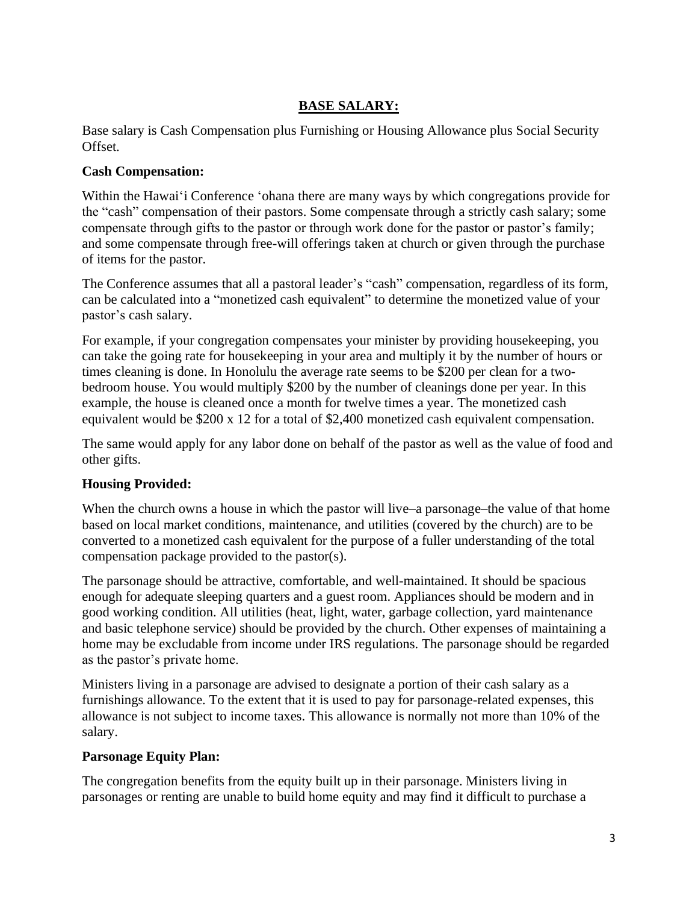## BASE SALARY:

Base salary is Cash Compensation plus Furnishing or Housing Allowance plus Social Security Offset.

### Cash Compensation:

Within the Hawai'i Conference 'ohana there are many ways by which congregations provide for the "cash" compensation of their pastors. Some compensate through a strictly cash salary; some compensate through gifts to the pastor or through work done for the pastor or pastor's family; and some compensate through free-will offerings taken at church or given through the purchase of items for the pastor.

The Conference assumes that all a pastoral leader's "cash" compensation, regardless of its form, can be calculated into a "monetized cash equivalent" to determine the monetized value of your pastor's cash salary.

For example, if your congregation compensates your minister by providing housekeeping, you can take the going rate for housekeeping in your area and multiply it by the number of hours or times cleaning is done. In Honolulu the average rate seems to be $200 per clean for a two-bedroom house. You would multiply $200 by the number of cleanings done per year. In this example, the house is cleaned once a month for twelve times a year. The monetized cash equivalent would be $200 x 12 for a total of $2,400 monetized cash equivalent compensation.

The same would apply for any labor done on behalf of the pastor as well as the value of food and other gifts.

### Housing Provided:

When the church owns a house in which the pastor will live–a parsonage–the value of that home based on local market conditions, maintenance, and utilities (covered by the church) are to be converted to a monetized cash equivalent for the purpose of a fuller understanding of the total compensation package provided to the pastor(s).

The parsonage should be attractive, comfortable, and well-maintained. It should be spacious enough for adequate sleeping quarters and a guest room. Appliances should be modern and in good working condition. All utilities (heat, light, water, garbage collection, yard maintenance and basic telephone service) should be provided by the church. Other expenses of maintaining a home may be excludable from income under IRS regulations. The parsonage should be regarded as the pastor's private home.

Ministers living in a parsonage are advised to designate a portion of their cash salary as a furnishings allowance. To the extent that it is used to pay for parsonage-related expenses, this allowance is not subject to income taxes. This allowance is normally not more than 10% of the salary.

### Parsonage Equity Plan:

The congregation benefits from the equity built up in their parsonage. Ministers living in parsonages or renting are unable to build home equity and may find it difficult to purchase a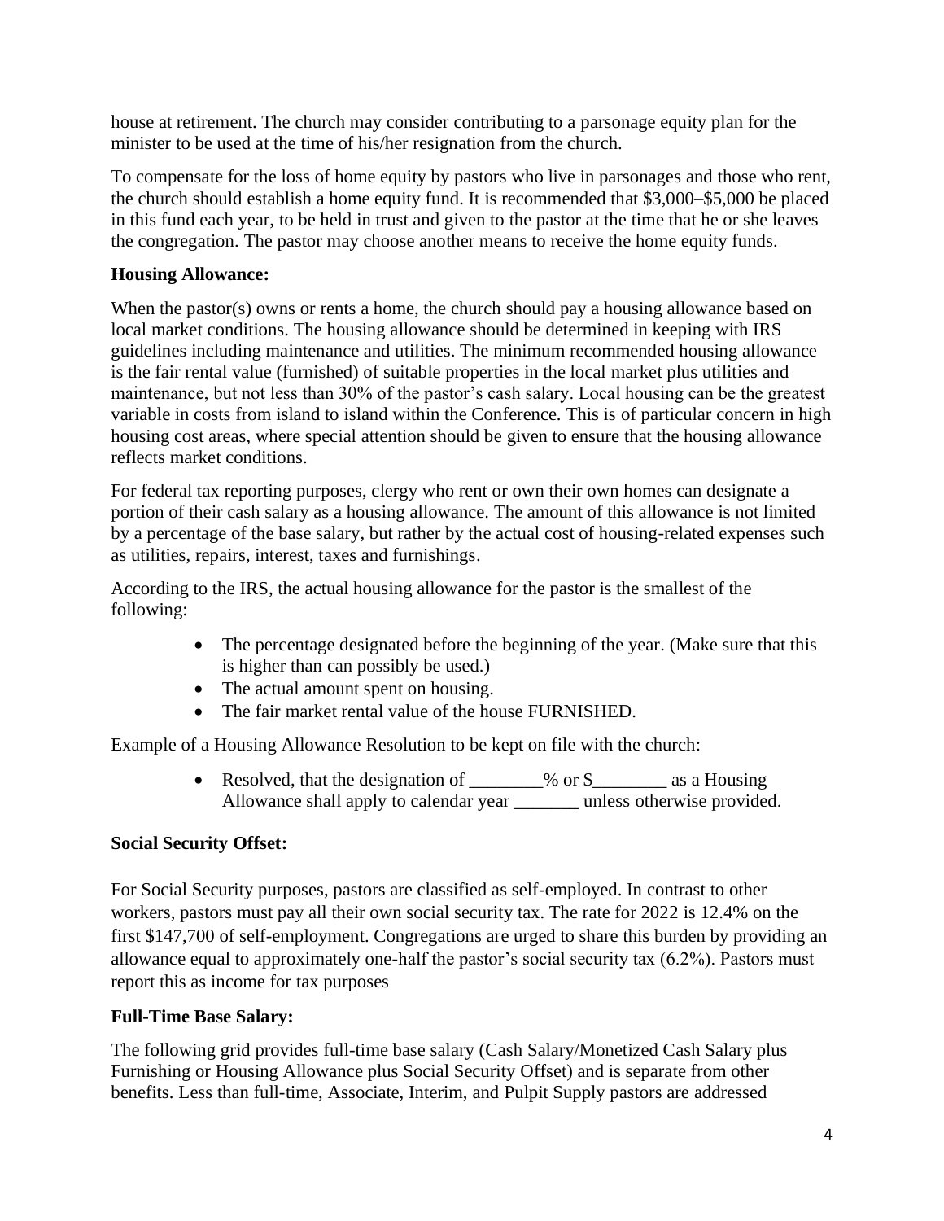house at retirement. The church may consider contributing to a parsonage equity plan for the minister to be used at the time of his/her resignation from the church.

To compensate for the loss of home equity by pastors who live in parsonages and those who rent, the church should establish a home equity fund. It is recommended that $3,000–$5,000 be placed in this fund each year, to be held in trust and given to the pastor at the time that he or she leaves the congregation. The pastor may choose another means to receive the home equity funds.

**Housing Allowance:**

When the pastor(s) owns or rents a home, the church should pay a housing allowance based on local market conditions. The housing allowance should be determined in keeping with IRS guidelines including maintenance and utilities. The minimum recommended housing allowance is the fair rental value (furnished) of suitable properties in the local market plus utilities and maintenance, but not less than 30% of the pastor's cash salary. Local housing can be the greatest variable in costs from island to island within the Conference. This is of particular concern in high housing cost areas, where special attention should be given to ensure that the housing allowance reflects market conditions.

For federal tax reporting purposes, clergy who rent or own their own homes can designate a portion of their cash salary as a housing allowance. The amount of this allowance is not limited by a percentage of the base salary, but rather by the actual cost of housing-related expenses such as utilities, repairs, interest, taxes and furnishings.

According to the IRS, the actual housing allowance for the pastor is the smallest of the following:

- The percentage designated before the beginning of the year. (Make sure that this is higher than can possibly be used.)
- The actual amount spent on housing.
- The fair market rental value of the house FURNISHED.

Example of a Housing Allowance Resolution to be kept on file with the church:

- Resolved, that the designation of ________% or $________ as a Housing Allowance shall apply to calendar year _______ unless otherwise provided.

**Social Security Offset:**

For Social Security purposes, pastors are classified as self-employed. In contrast to other workers, pastors must pay all their own social security tax. The rate for 2022 is 12.4% on the first $147,700 of self-employment. Congregations are urged to share this burden by providing an allowance equal to approximately one-half the pastor's social security tax (6.2%). Pastors must report this as income for tax purposes

**Full-Time Base Salary:**

The following grid provides full-time base salary (Cash Salary/Monetized Cash Salary plus Furnishing or Housing Allowance plus Social Security Offset) and is separate from other benefits. Less than full-time, Associate, Interim, and Pulpit Supply pastors are addressed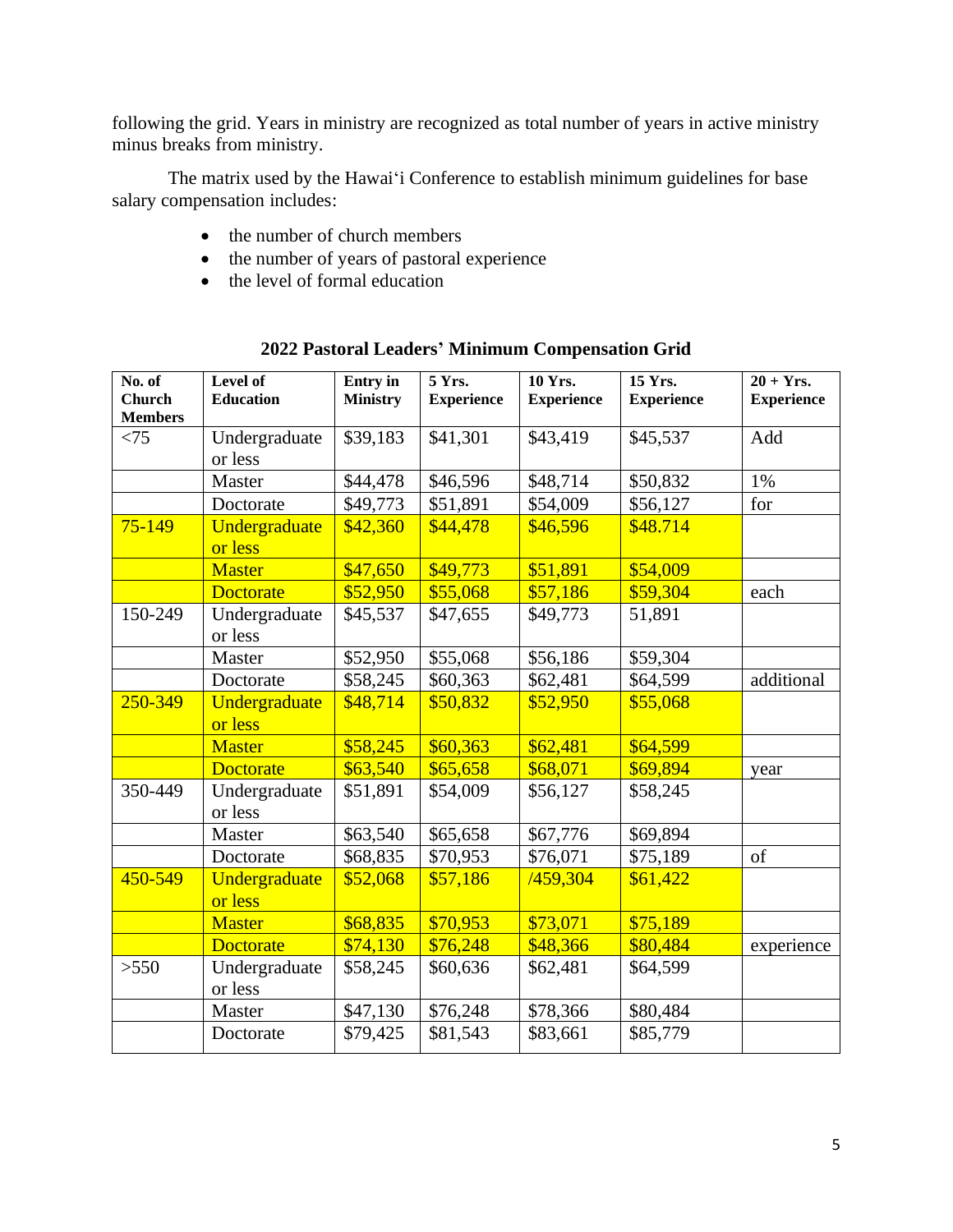following the grid. Years in ministry are recognized as total number of years in active ministry minus breaks from ministry.

The matrix used by the Hawai'i Conference to establish minimum guidelines for base salary compensation includes:

- the number of church members
- the number of years of pastoral experience
- the level of formal education

**2022 Pastoral Leaders' Minimum Compensation Grid**

| No. of Church Members | Level of Education | Entry in Ministry | 5 Yrs. Experience | 10 Yrs. Experience | 15 Yrs. Experience | 20 + Yrs. Experience |
|---|---|---|---|---|---|---|
| <75 | Undergraduate or less | $39,183 | $41,301 | $43,419 | $45,537 | Add |
| | Master | $44,478 | $46,596 | $48,714 | $50,832 | 1% |
| | Doctorate | $49,773 | $51,891 | $54,009 | $56,127 | for |
| 75-149 | Undergraduate or less | $42,360 | $44,478 | $46,596 | $48.714 | |
| | Master | $47,650 | $49,773 | $51,891 | $54,009 | |
| | Doctorate | $52,950 | $55,068 | $57,186 | $59,304 | each |
| 150-249 | Undergraduate or less | $45,537 | $47,655 | $49,773 | 51,891 | |
| | Master | $52,950 | $55,068 | $56,186 | $59,304 | |
| | Doctorate | $58,245 | $60,363 | $62,481 | $64,599 | additional |
| 250-349 | Undergraduate or less | $48,714 | $50,832 | $52,950 | $55,068 | |
| | Master | $58,245 | $60,363 | $62,481 | $64,599 | |
| | Doctorate | $63,540 | $65,658 | $68,071 | $69,894 | year |
| 350-449 | Undergraduate or less | $51,891 | $54,009 | $56,127 | $58,245 | |
| | Master | $63,540 | $65,658 | $67,776 | $69,894 | |
| | Doctorate | $68,835 | $70,953 | $76,071 | $75,189 | of |
| 450-549 | Undergraduate or less | $52,068 | $57,186 | /459,304 | $61,422 | |
| | Master | $68,835 | $70,953 | $73,071 | $75,189 | |
| | Doctorate | $74,130 | $76,248 | $48,366 | $80,484 | experience |
| >550 | Undergraduate or less | $58,245 | $60,636 | $62,481 | $64,599 | |
| | Master | $47,130 | $76,248 | $78,366 | $80,484 | |
| | Doctorate | $79,425 | $81,543 | $83,661 | $85,779 | |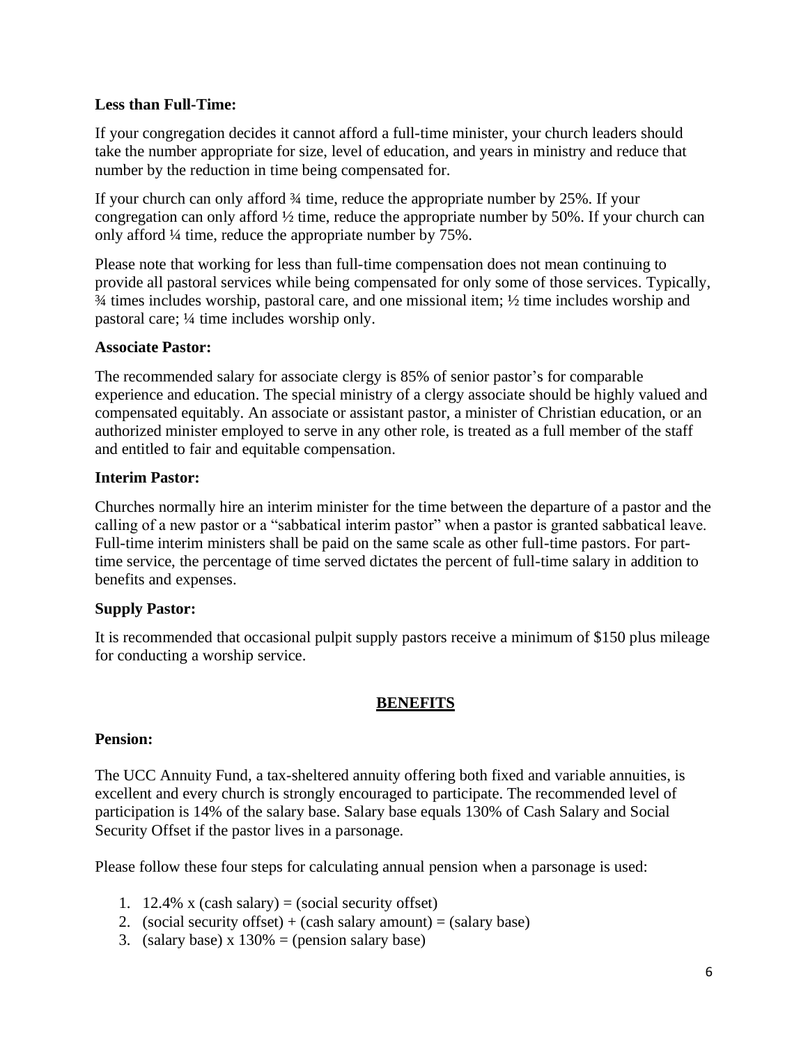**Less than Full-Time:**

If your congregation decides it cannot afford a full-time minister, your church leaders should take the number appropriate for size, level of education, and years in ministry and reduce that number by the reduction in time being compensated for.

If your church can only afford ¾ time, reduce the appropriate number by 25%. If your congregation can only afford ½ time, reduce the appropriate number by 50%. If your church can only afford ¼ time, reduce the appropriate number by 75%.

Please note that working for less than full-time compensation does not mean continuing to provide all pastoral services while being compensated for only some of those services. Typically, ¾ times includes worship, pastoral care, and one missional item; ½ time includes worship and pastoral care; ¼ time includes worship only.

**Associate Pastor:**

The recommended salary for associate clergy is 85% of senior pastor's for comparable experience and education. The special ministry of a clergy associate should be highly valued and compensated equitably. An associate or assistant pastor, a minister of Christian education, or an authorized minister employed to serve in any other role, is treated as a full member of the staff and entitled to fair and equitable compensation.

**Interim Pastor:**

Churches normally hire an interim minister for the time between the departure of a pastor and the calling of a new pastor or a "sabbatical interim pastor" when a pastor is granted sabbatical leave. Full-time interim ministers shall be paid on the same scale as other full-time pastors. For part-time service, the percentage of time served dictates the percent of full-time salary in addition to benefits and expenses.

**Supply Pastor:**

It is recommended that occasional pulpit supply pastors receive a minimum of $150 plus mileage for conducting a worship service.

## BENEFITS

**Pension:**

The UCC Annuity Fund, a tax-sheltered annuity offering both fixed and variable annuities, is excellent and every church is strongly encouraged to participate. The recommended level of participation is 14% of the salary base. Salary base equals 130% of Cash Salary and Social Security Offset if the pastor lives in a parsonage.

Please follow these four steps for calculating annual pension when a parsonage is used:

1. 12.4% x (cash salary) = (social security offset)
2. (social security offset) + (cash salary amount) = (salary base)
3. (salary base) x 130% = (pension salary base)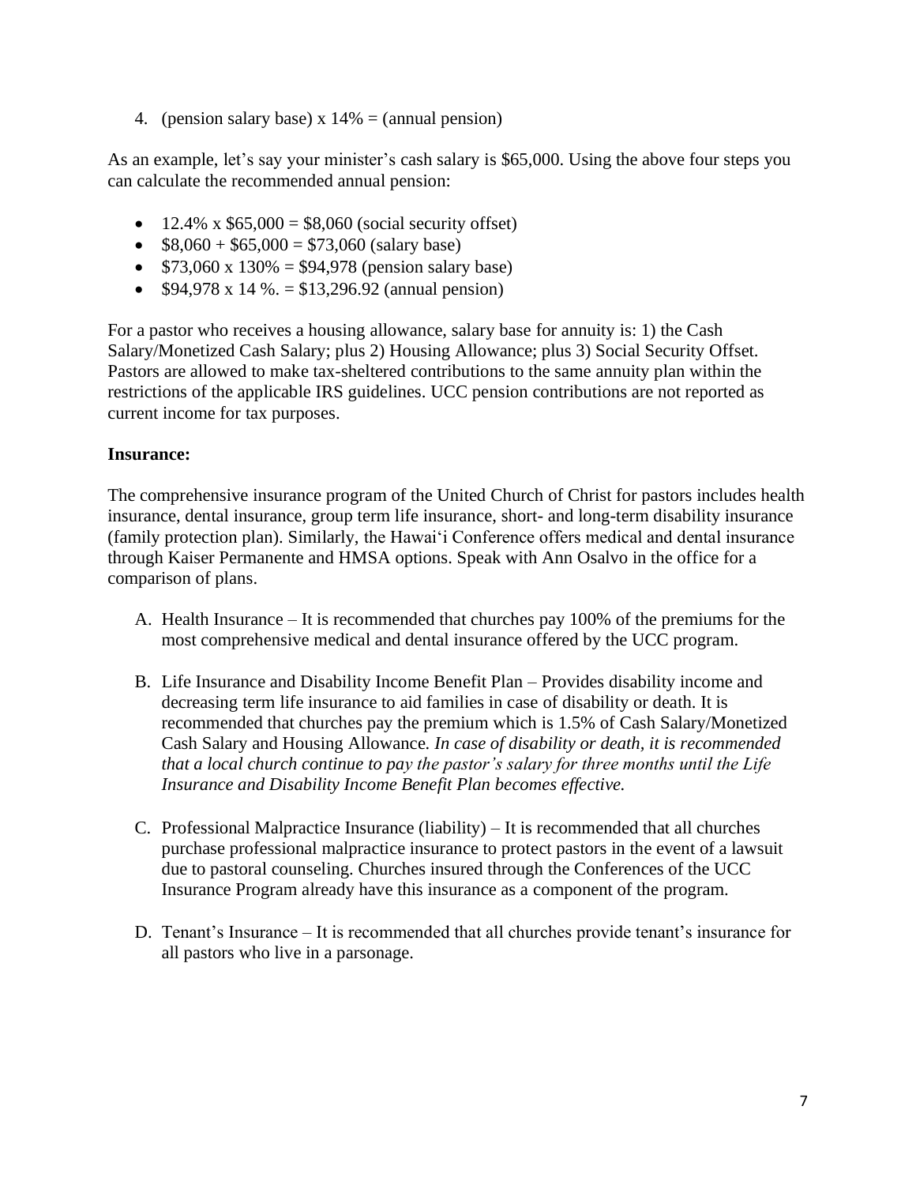4. (pension salary base) x 14% = (annual pension)

As an example, let's say your minister's cash salary is $65,000. Using the above four steps you can calculate the recommended annual pension:

- 12.4% x $65,000 = $8,060 (social security offset)
- $8,060 + $65,000 = $73,060 (salary base)
- $73,060 x 130% = $94,978 (pension salary base)
- $94,978 x 14 %. = $13,296.92 (annual pension)

For a pastor who receives a housing allowance, salary base for annuity is: 1) the Cash Salary/Monetized Cash Salary; plus 2) Housing Allowance; plus 3) Social Security Offset. Pastors are allowed to make tax-sheltered contributions to the same annuity plan within the restrictions of the applicable IRS guidelines. UCC pension contributions are not reported as current income for tax purposes.

**Insurance:**

The comprehensive insurance program of the United Church of Christ for pastors includes health insurance, dental insurance, group term life insurance, short- and long-term disability insurance (family protection plan). Similarly, the Hawaiʻi Conference offers medical and dental insurance through Kaiser Permanente and HMSA options. Speak with Ann Osalvo in the office for a comparison of plans.

A. Health Insurance – It is recommended that churches pay 100% of the premiums for the most comprehensive medical and dental insurance offered by the UCC program.

B. Life Insurance and Disability Income Benefit Plan – Provides disability income and decreasing term life insurance to aid families in case of disability or death. It is recommended that churches pay the premium which is 1.5% of Cash Salary/Monetized Cash Salary and Housing Allowance. *In case of disability or death, it is recommended that a local church continue to pay the pastor's salary for three months until the Life Insurance and Disability Income Benefit Plan becomes effective.*

C. Professional Malpractice Insurance (liability) – It is recommended that all churches purchase professional malpractice insurance to protect pastors in the event of a lawsuit due to pastoral counseling. Churches insured through the Conferences of the UCC Insurance Program already have this insurance as a component of the program.

D. Tenant's Insurance – It is recommended that all churches provide tenant's insurance for all pastors who live in a parsonage.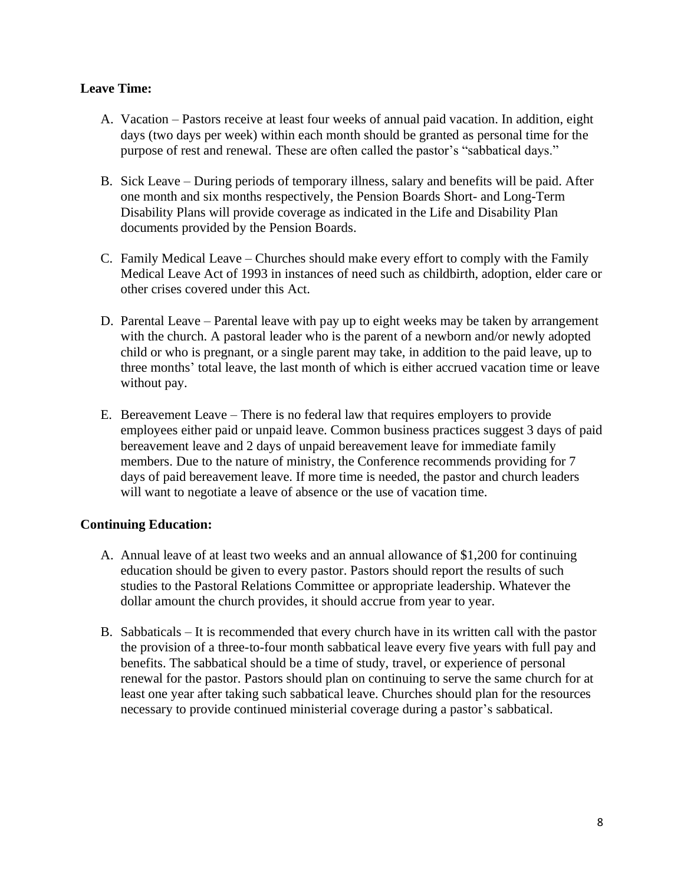**Leave Time:**

A. Vacation – Pastors receive at least four weeks of annual paid vacation. In addition, eight days (two days per week) within each month should be granted as personal time for the purpose of rest and renewal. These are often called the pastor's "sabbatical days."

B. Sick Leave – During periods of temporary illness, salary and benefits will be paid. After one month and six months respectively, the Pension Boards Short- and Long-Term Disability Plans will provide coverage as indicated in the Life and Disability Plan documents provided by the Pension Boards.

C. Family Medical Leave – Churches should make every effort to comply with the Family Medical Leave Act of 1993 in instances of need such as childbirth, adoption, elder care or other crises covered under this Act.

D. Parental Leave – Parental leave with pay up to eight weeks may be taken by arrangement with the church. A pastoral leader who is the parent of a newborn and/or newly adopted child or who is pregnant, or a single parent may take, in addition to the paid leave, up to three months' total leave, the last month of which is either accrued vacation time or leave without pay.

E. Bereavement Leave – There is no federal law that requires employers to provide employees either paid or unpaid leave. Common business practices suggest 3 days of paid bereavement leave and 2 days of unpaid bereavement leave for immediate family members. Due to the nature of ministry, the Conference recommends providing for 7 days of paid bereavement leave. If more time is needed, the pastor and church leaders will want to negotiate a leave of absence or the use of vacation time.

**Continuing Education:**

A. Annual leave of at least two weeks and an annual allowance of $1,200 for continuing education should be given to every pastor. Pastors should report the results of such studies to the Pastoral Relations Committee or appropriate leadership. Whatever the dollar amount the church provides, it should accrue from year to year.

B. Sabbaticals – It is recommended that every church have in its written call with the pastor the provision of a three-to-four month sabbatical leave every five years with full pay and benefits. The sabbatical should be a time of study, travel, or experience of personal renewal for the pastor. Pastors should plan on continuing to serve the same church for at least one year after taking such sabbatical leave. Churches should plan for the resources necessary to provide continued ministerial coverage during a pastor's sabbatical.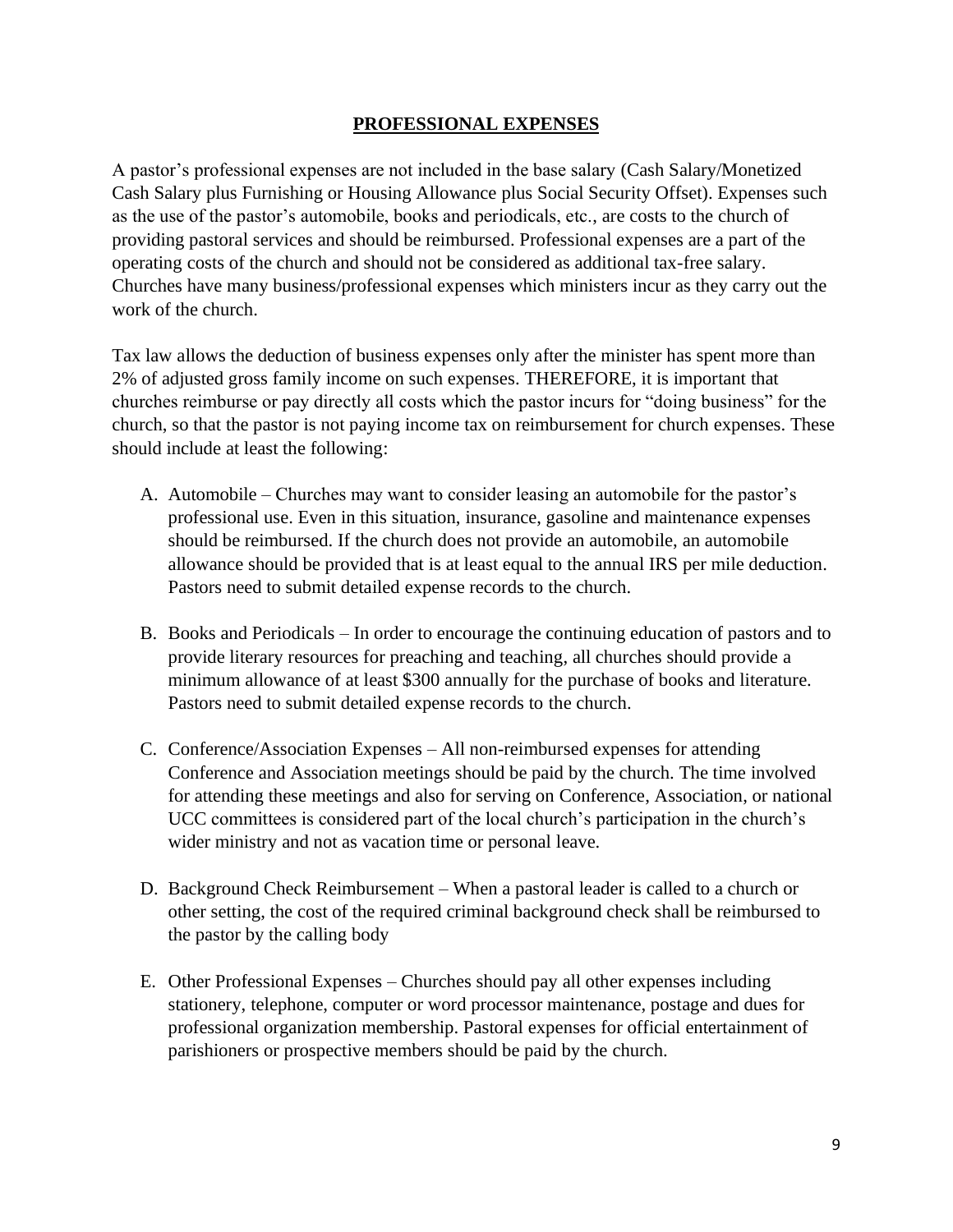## PROFESSIONAL EXPENSES

A pastor's professional expenses are not included in the base salary (Cash Salary/Monetized Cash Salary plus Furnishing or Housing Allowance plus Social Security Offset). Expenses such as the use of the pastor's automobile, books and periodicals, etc., are costs to the church of providing pastoral services and should be reimbursed. Professional expenses are a part of the operating costs of the church and should not be considered as additional tax-free salary. Churches have many business/professional expenses which ministers incur as they carry out the work of the church.

Tax law allows the deduction of business expenses only after the minister has spent more than 2% of adjusted gross family income on such expenses. THEREFORE, it is important that churches reimburse or pay directly all costs which the pastor incurs for "doing business" for the church, so that the pastor is not paying income tax on reimbursement for church expenses. These should include at least the following:

A. Automobile – Churches may want to consider leasing an automobile for the pastor's professional use. Even in this situation, insurance, gasoline and maintenance expenses should be reimbursed. If the church does not provide an automobile, an automobile allowance should be provided that is at least equal to the annual IRS per mile deduction. Pastors need to submit detailed expense records to the church.

B. Books and Periodicals – In order to encourage the continuing education of pastors and to provide literary resources for preaching and teaching, all churches should provide a minimum allowance of at least $300 annually for the purchase of books and literature. Pastors need to submit detailed expense records to the church.

C. Conference/Association Expenses – All non-reimbursed expenses for attending Conference and Association meetings should be paid by the church. The time involved for attending these meetings and also for serving on Conference, Association, or national UCC committees is considered part of the local church's participation in the church's wider ministry and not as vacation time or personal leave.

D. Background Check Reimbursement – When a pastoral leader is called to a church or other setting, the cost of the required criminal background check shall be reimbursed to the pastor by the calling body

E. Other Professional Expenses – Churches should pay all other expenses including stationery, telephone, computer or word processor maintenance, postage and dues for professional organization membership. Pastoral expenses for official entertainment of parishioners or prospective members should be paid by the church.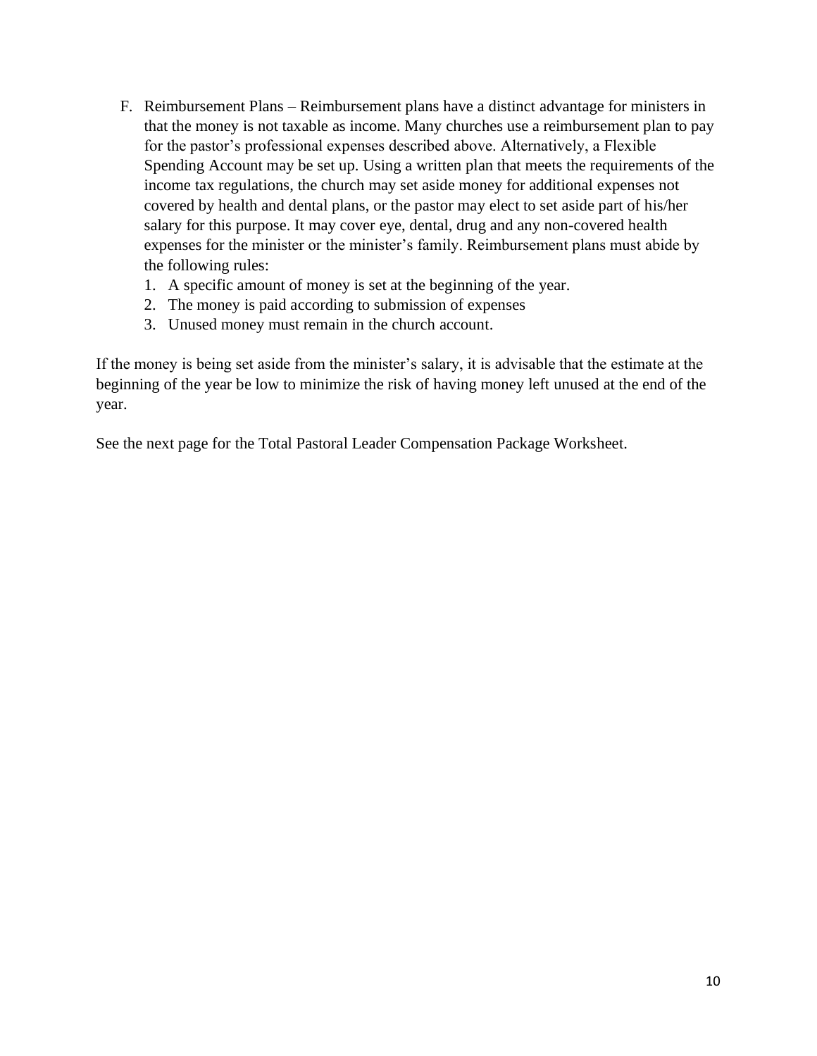F. Reimbursement Plans – Reimbursement plans have a distinct advantage for ministers in that the money is not taxable as income. Many churches use a reimbursement plan to pay for the pastor's professional expenses described above. Alternatively, a Flexible Spending Account may be set up. Using a written plan that meets the requirements of the income tax regulations, the church may set aside money for additional expenses not covered by health and dental plans, or the pastor may elect to set aside part of his/her salary for this purpose. It may cover eye, dental, drug and any non-covered health expenses for the minister or the minister's family. Reimbursement plans must abide by the following rules:
   1. A specific amount of money is set at the beginning of the year.
   2. The money is paid according to submission of expenses
   3. Unused money must remain in the church account.

If the money is being set aside from the minister's salary, it is advisable that the estimate at the beginning of the year be low to minimize the risk of having money left unused at the end of the year.

See the next page for the Total Pastoral Leader Compensation Package Worksheet.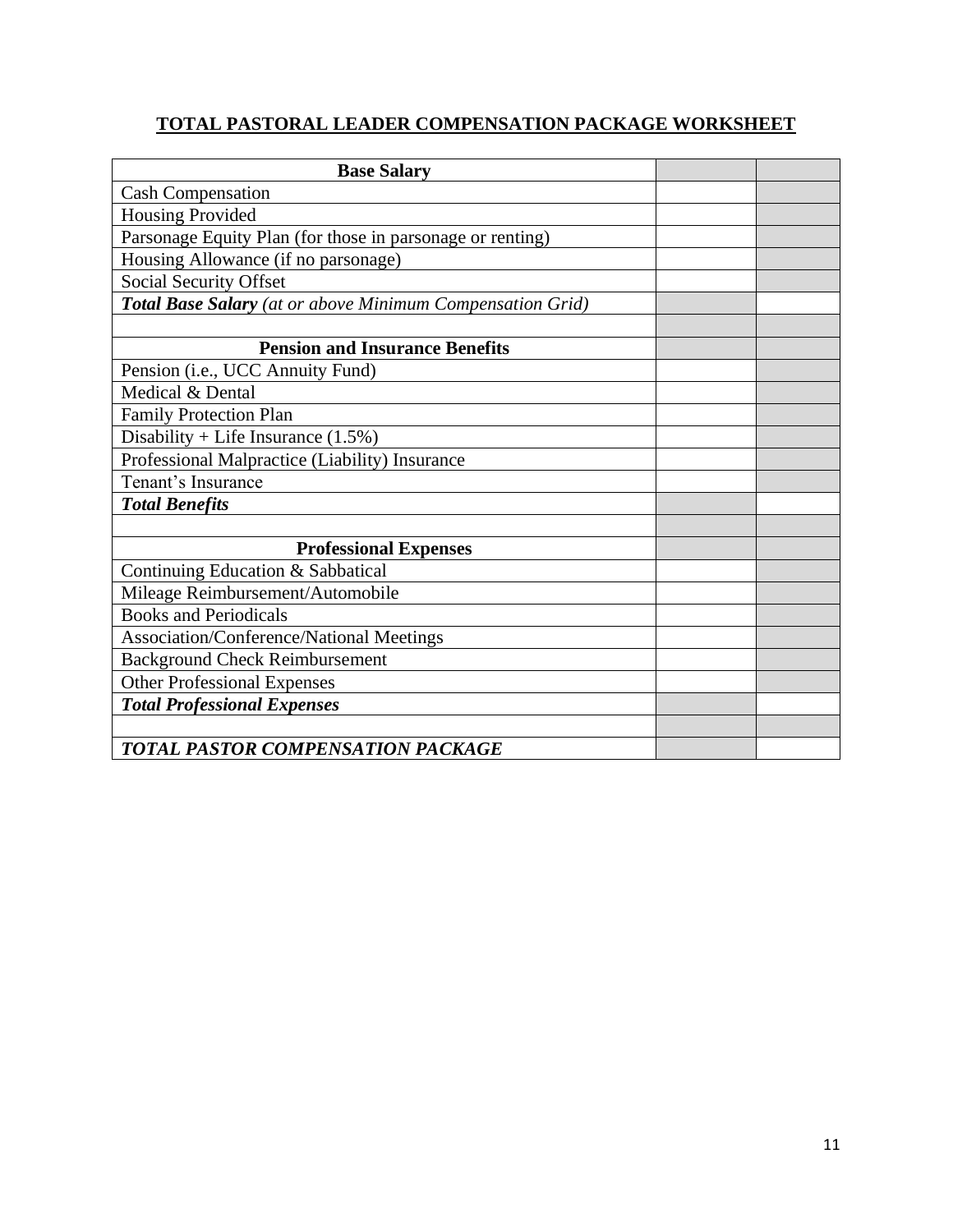# TOTAL PASTORAL LEADER COMPENSATION PACKAGE WORKSHEET

| | | |
|---|---|---|
| **Base Salary** | | |
| Cash Compensation | | |
| Housing Provided | | |
| Parsonage Equity Plan (for those in parsonage or renting) | | |
| Housing Allowance (if no parsonage) | | |
| Social Security Offset | | |
| ***Total Base Salary*** *(at or above Minimum Compensation Grid)* | | |
| | | |
| **Pension and Insurance Benefits** | | |
| Pension (i.e., UCC Annuity Fund) | | |
| Medical & Dental | | |
| Family Protection Plan | | |
| Disability + Life Insurance (1.5%) | | |
| Professional Malpractice (Liability) Insurance | | |
| Tenant's Insurance | | |
| ***Total Benefits*** | | |
| | | |
| **Professional Expenses** | | |
| Continuing Education & Sabbatical | | |
| Mileage Reimbursement/Automobile | | |
| Books and Periodicals | | |
| Association/Conference/National Meetings | | |
| Background Check Reimbursement | | |
| Other Professional Expenses | | |
| ***Total Professional Expenses*** | | |
| | | |
| ***TOTAL PASTOR COMPENSATION PACKAGE*** | | |